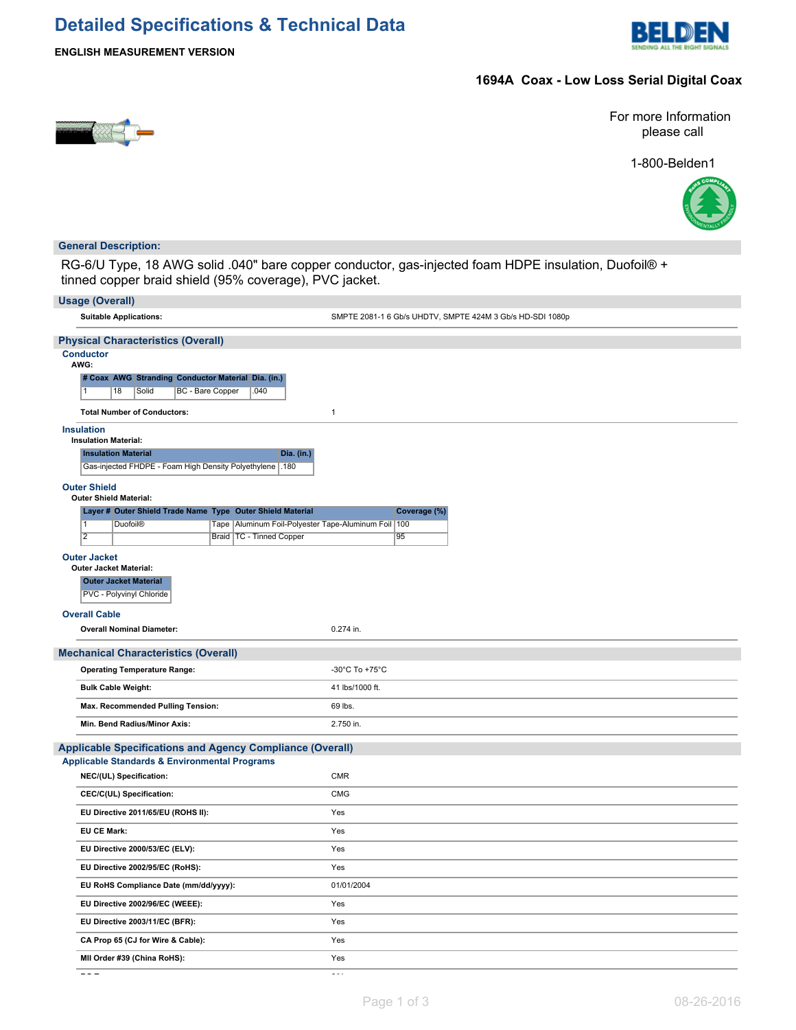# Detailed Specifications & Technical Data

**ENGLISH MEASUREMENT VERSION**

## 1694A Coax - Low Loss Serial Digital Coax

For more Information please call

1-800-Belden1

## General Description:

RG-6/U Type, 18 AWG solid .040" bare copper conductor, gas-injected foam HDPE insulation, Duofoil® + tinned copper braid shield (95% coverage), PVC jacket.

## Usage (Overall)

**Suitable Applications:** SMPTE 2081-1 6 Gb/s UHDTV, SMPTE 424M 3 Gb/s HD-SDI 1080p

## Physical Characteristics (Overall)

### Conductor

**AWG:**

| # Coax | AWG | Stranding | Conductor Material | Dia. (in.) |
|---|---|---|---|---|
| 1 | 18 | Solid | BC - Bare Copper | .040 |

**Total Number of Conductors:** 1

### Insulation

**Insulation Material:**

| Insulation Material | Dia. (in.) |
|---|---|
| Gas-injected FHDPE - Foam High Density Polyethylene | .180 |

### Outer Shield

**Outer Shield Material:**

| Layer # | Outer Shield Trade Name | Type | Outer Shield Material | Coverage (%) |
|---|---|---|---|---|
| 1 | Duofoil® | Tape | Aluminum Foil-Polyester Tape-Aluminum Foil | 100 |
| 2 | | Braid | TC - Tinned Copper | 95 |

### Outer Jacket

**Outer Jacket Material:**

| Outer Jacket Material |
|---|
| PVC - Polyvinyl Chloride |

### Overall Cable

**Overall Nominal Diameter:** 0.274 in.

## Mechanical Characteristics (Overall)

| | |
|---|---|
| **Operating Temperature Range:** | -30°C To +75°C |
| **Bulk Cable Weight:** | 41 lbs/1000 ft. |
| **Max. Recommended Pulling Tension:** | 69 lbs. |
| **Min. Bend Radius/Minor Axis:** | 2.750 in. |

## Applicable Specifications and Agency Compliance (Overall)

### Applicable Standards & Environmental Programs

| | |
|---|---|
| **NEC/(UL) Specification:** | CMR |
| **CEC/C(UL) Specification:** | CMG |
| **EU Directive 2011/65/EU (ROHS II):** | Yes |
| **EU CE Mark:** | Yes |
| **EU Directive 2000/53/EC (ELV):** | Yes |
| **EU Directive 2002/95/EC (RoHS):** | Yes |
| **EU RoHS Compliance Date (mm/dd/yyyy):** | 01/01/2004 |
| **EU Directive 2002/96/EC (WEEE):** | Yes |
| **EU Directive 2003/11/EC (BFR):** | Yes |
| **CA Prop 65 (CJ for Wire & Cable):** | Yes |
| **MII Order #39 (China RoHS):** | Yes |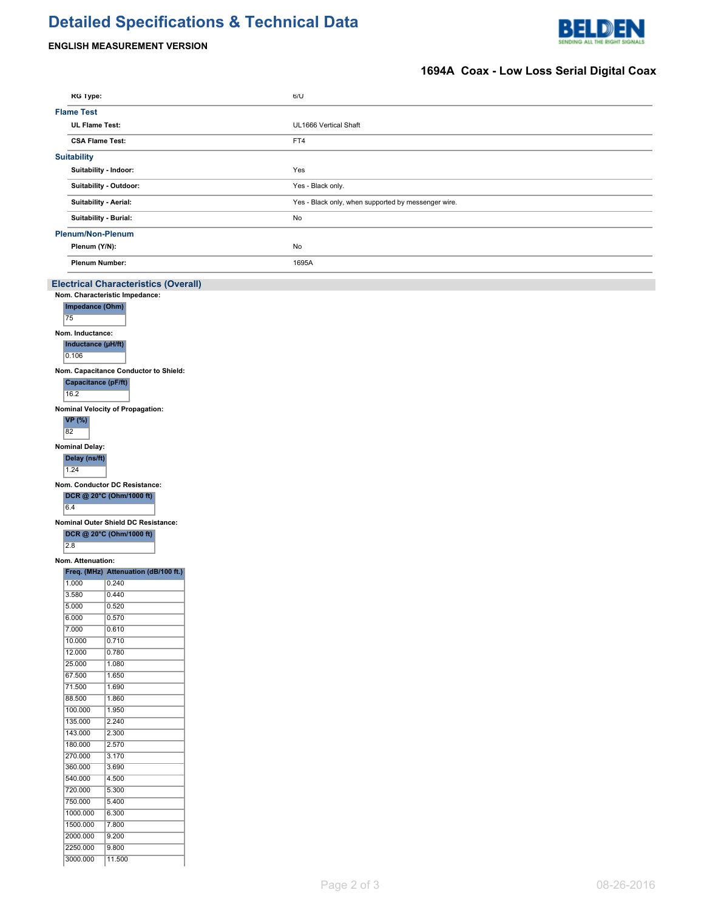# Detailed Specifications & Technical Data

**ENGLISH MEASUREMENT VERSION**

## 1694A Coax - Low Loss Serial Digital Coax

| | |
|---|---|
| **RG Type:** | 6/U |

### Flame Test

| | |
|---|---|
| **UL Flame Test:** | UL1666 Vertical Shaft |
| **CSA Flame Test:** | FT4 |

### Suitability

| | |
|---|---|
| **Suitability - Indoor:** | Yes |
| **Suitability - Outdoor:** | Yes - Black only. |
| **Suitability - Aerial:** | Yes - Black only, when supported by messenger wire. |
| **Suitability - Burial:** | No |

### Plenum/Non-Plenum

| | |
|---|---|
| **Plenum (Y/N):** | No |
| **Plenum Number:** | 1695A |

## Electrical Characteristics (Overall)

**Nom. Characteristic Impedance:**

| Impedance (Ohm) |
|---|
| 75 |

**Nom. Inductance:**

| Inductance (µH/ft) |
|---|
| 0.106 |

**Nom. Capacitance Conductor to Shield:**

| Capacitance (pF/ft) |
|---|
| 16.2 |

**Nominal Velocity of Propagation:**

| VP (%) |
|---|
| 82 |

**Nominal Delay:**

| Delay (ns/ft) |
|---|
| 1.24 |

**Nom. Conductor DC Resistance:**

| DCR @ 20°C (Ohm/1000 ft) |
|---|
| 6.4 |

**Nominal Outer Shield DC Resistance:**

| DCR @ 20°C (Ohm/1000 ft) |
|---|
| 2.8 |

**Nom. Attenuation:**

| Freq. (MHz) | Attenuation (dB/100 ft.) |
|---|---|
| 1.000 | 0.240 |
| 3.580 | 0.440 |
| 5.000 | 0.520 |
| 6.000 | 0.570 |
| 7.000 | 0.610 |
| 10.000 | 0.710 |
| 12.000 | 0.780 |
| 25.000 | 1.080 |
| 67.500 | 1.650 |
| 71.500 | 1.690 |
| 88.500 | 1.860 |
| 100.000 | 1.950 |
| 135.000 | 2.240 |
| 143.000 | 2.300 |
| 180.000 | 2.570 |
| 270.000 | 3.170 |
| 360.000 | 3.690 |
| 540.000 | 4.500 |
| 720.000 | 5.300 |
| 750.000 | 5.400 |
| 1000.000 | 6.300 |
| 1500.000 | 7.800 |
| 2000.000 | 9.200 |
| 2250.000 | 9.800 |
| 3000.000 | 11.500 |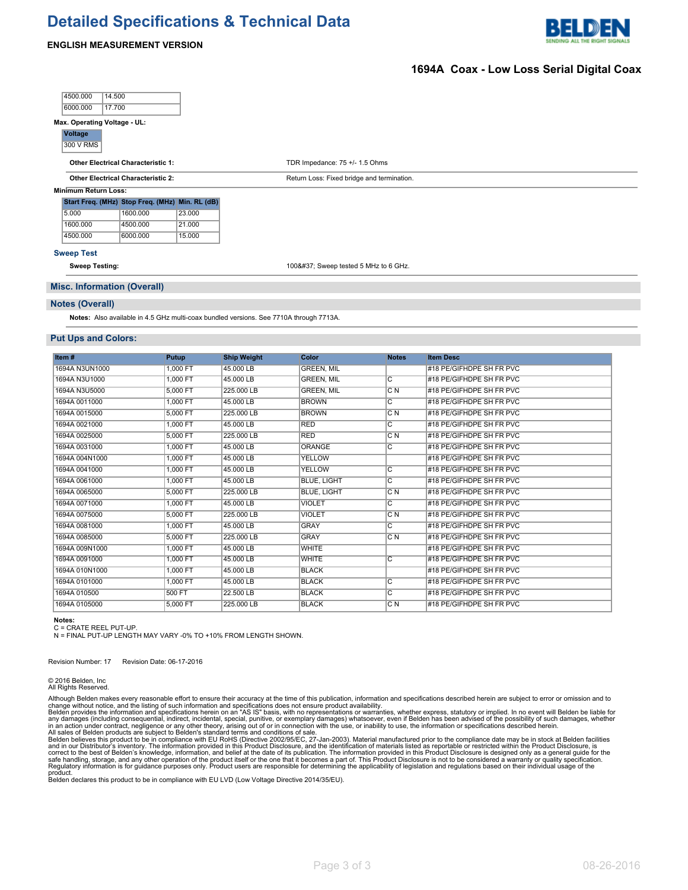| | |
|---|---|
| 4500.000 | 14.500 |
| 6000.000 | 17.700 |

**Max. Operating Voltage - UL:**

| Voltage |
|---|
| 300 V RMS |

**Other Electrical Characteristic 1:** TDR Impedance: 75 +/- 1.5 Ohms

**Other Electrical Characteristic 2:** Return Loss: Fixed bridge and termination.

**Minimum Return Loss:**

| Start Freq. (MHz) | Stop Freq. (MHz) | Min. RL (dB) |
|---|---|---|
| 5.000 | 1600.000 | 23.000 |
| 1600.000 | 4500.000 | 21.000 |
| 4500.000 | 6000.000 | 15.000 |

### Sweep Test

**Sweep Testing:** 100&#37; Sweep tested 5 MHz to 6 GHz.

## Misc. Information (Overall)

## Notes (Overall)

**Notes:** Also available in 4.5 GHz multi-coax bundled versions. See 7710A through 7713A.

## Put Ups and Colors:

| Item # | Putup | Ship Weight | Color | Notes | Item Desc |
|---|---|---|---|---|---|
| 1694A N3UN1000 | 1,000 FT | 45.000 LB | GREEN, MIL | | #18 PE/GIFHDPE SH FR PVC |
| 1694A N3U1000 | 1,000 FT | 45.000 LB | GREEN, MIL | C | #18 PE/GIFHDPE SH FR PVC |
| 1694A N3U5000 | 5,000 FT | 225.000 LB | GREEN, MIL | C N | #18 PE/GIFHDPE SH FR PVC |
| 1694A 0011000 | 1,000 FT | 45.000 LB | BROWN | C | #18 PE/GIFHDPE SH FR PVC |
| 1694A 0015000 | 5,000 FT | 225.000 LB | BROWN | C N | #18 PE/GIFHDPE SH FR PVC |
| 1694A 0021000 | 1,000 FT | 45.000 LB | RED | C | #18 PE/GIFHDPE SH FR PVC |
| 1694A 0025000 | 5,000 FT | 225.000 LB | RED | C N | #18 PE/GIFHDPE SH FR PVC |
| 1694A 0031000 | 1,000 FT | 45.000 LB | ORANGE | C | #18 PE/GIFHDPE SH FR PVC |
| 1694A 004N1000 | 1,000 FT | 45.000 LB | YELLOW | | #18 PE/GIFHDPE SH FR PVC |
| 1694A 0041000 | 1,000 FT | 45.000 LB | YELLOW | C | #18 PE/GIFHDPE SH FR PVC |
| 1694A 0061000 | 1,000 FT | 45.000 LB | BLUE, LIGHT | C | #18 PE/GIFHDPE SH FR PVC |
| 1694A 0065000 | 5,000 FT | 225.000 LB | BLUE, LIGHT | C N | #18 PE/GIFHDPE SH FR PVC |
| 1694A 0071000 | 1,000 FT | 45.000 LB | VIOLET | C | #18 PE/GIFHDPE SH FR PVC |
| 1694A 0075000 | 5,000 FT | 225.000 LB | VIOLET | C N | #18 PE/GIFHDPE SH FR PVC |
| 1694A 0081000 | 1,000 FT | 45.000 LB | GRAY | C | #18 PE/GIFHDPE SH FR PVC |
| 1694A 0085000 | 5,000 FT | 225.000 LB | GRAY | C N | #18 PE/GIFHDPE SH FR PVC |
| 1694A 009N1000 | 1,000 FT | 45.000 LB | WHITE | | #18 PE/GIFHDPE SH FR PVC |
| 1694A 0091000 | 1,000 FT | 45.000 LB | WHITE | C | #18 PE/GIFHDPE SH FR PVC |
| 1694A 010N1000 | 1,000 FT | 45.000 LB | BLACK | | #18 PE/GIFHDPE SH FR PVC |
| 1694A 0101000 | 1,000 FT | 45.000 LB | BLACK | C | #18 PE/GIFHDPE SH FR PVC |
| 1694A 010500 | 500 FT | 22.500 LB | BLACK | C | #18 PE/GIFHDPE SH FR PVC |
| 1694A 0105000 | 5,000 FT | 225.000 LB | BLACK | C N | #18 PE/GIFHDPE SH FR PVC |

**Notes:**
C = CRATE REEL PUT-UP.
N = FINAL PUT-UP LENGTH MAY VARY -0% TO +10% FROM LENGTH SHOWN.

Revision Number: 17 Revision Date: 06-17-2016

© 2016 Belden, Inc
All Rights Reserved.

Although Belden makes every reasonable effort to ensure their accuracy at the time of this publication, information and specifications described herein are subject to error or omission and to change without notice, and the listing of such information and specifications does not ensure product availability.
Belden provides the information and specifications herein on an "AS IS" basis, with no representations or warranties, whether express, statutory or implied. In no event will Belden be liable for any damages (including consequential, indirect, incidental, special, punitive, or exemplary damages) whatsoever, even if Belden has been advised of the possibility of such damages, whether in an action under contract, negligence or any other theory, arising out of or in connection with the use, or inability to use, the information or specifications described herein.
All sales of Belden products are subject to Belden's standard terms and conditions of sale.
Belden believes this product to be in compliance with EU RoHS (Directive 2002/95/EC, 27-Jan-2003). Material manufactured prior to the compliance date may be in stock at Belden facilities and in our Distributor's inventory. The information provided in this Product Disclosure, and the identification of materials listed as reportable or restricted within the Product Disclosure, is correct to the best of Belden's knowledge, information, and belief at the date of its publication. The information provided in this Product Disclosure is designed only as a general guide for the safe handling, storage, and any other operation of the product itself or the one that it becomes a part of. This Product Disclosure is not to be considered a warranty or quality specification. Regulatory information is for guidance purposes only. Product users are responsible for determining the applicability of legislation and regulations based on their individual usage of the product.
Belden declares this product to be in compliance with EU LVD (Low Voltage Directive 2014/35/EU).